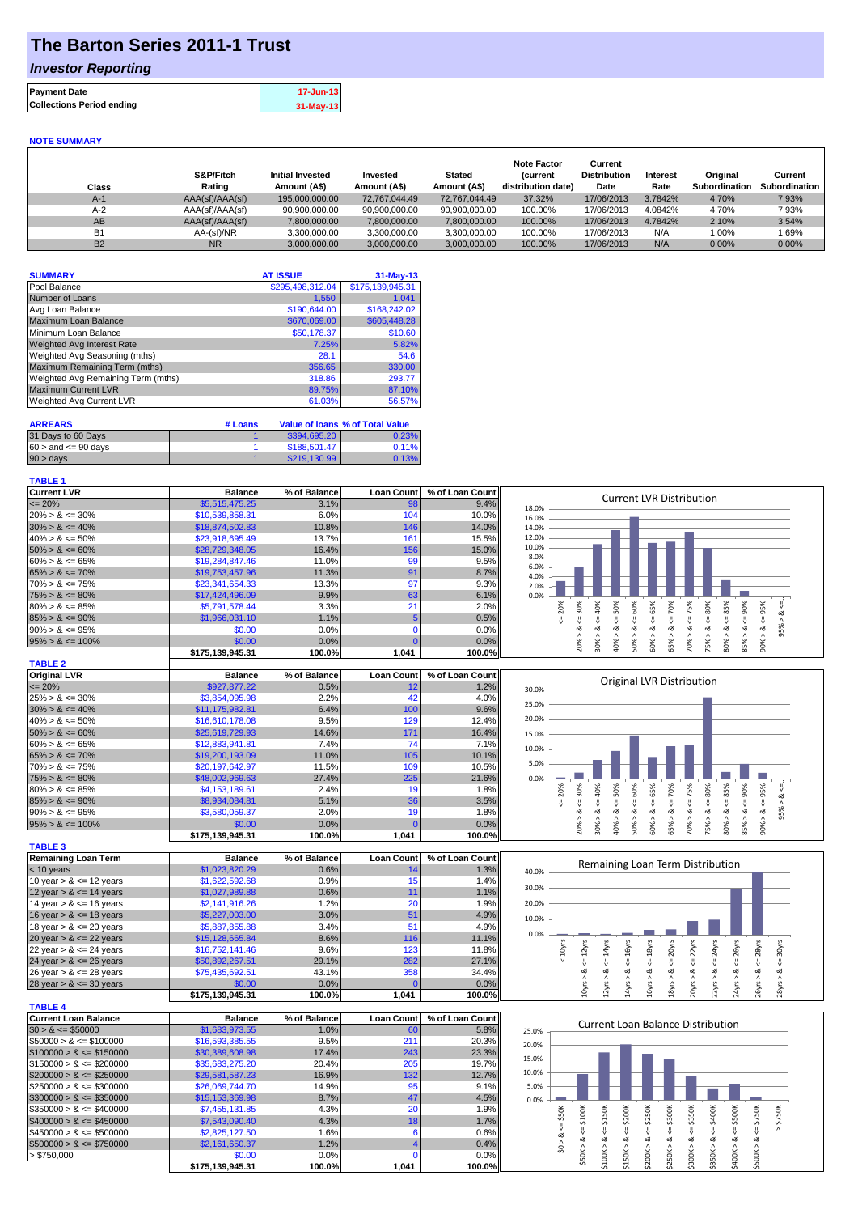# The Barton Series 2011-1 Trust

## *Investor Reporting*

| | |
|---|---|
| **Payment Date** | 17-Jun-13 |
| **Collections Period ending** | 31-May-13 |

### NOTE SUMMARY

| Class | S&P/Fitch Rating | Initial Invested Amount (A$) | Invested Amount (A$) | Stated Amount (A$) | Note Factor (current distribution date) | Current Distribution Date | Interest Rate | Original Subordination | Current Subordination |
|---|---|---|---|---|---|---|---|---|---|
| A-1 | AAA(sf)/AAA(sf) | 195,000,000.00 | 72,767,044.49 | 72,767,044.49 | 37.32% | 17/06/2013 | 3.7842% | 4.70% | 7.93% |
| A-2 | AAA(sf)/AAA(sf) | 90,900,000.00 | 90,900,000.00 | 90,900,000.00 | 100.00% | 17/06/2013 | 4.0842% | 4.70% | 7.93% |
| AB | AAA(sf)/AAA(sf) | 7,800,000.00 | 7,800,000.00 | 7,800,000.00 | 100.00% | 17/06/2013 | 4.7842% | 2.10% | 3.54% |
| B1 | AA-(sf)/NR | 3,300,000.00 | 3,300,000.00 | 3,300,000.00 | 100.00% | 17/06/2013 | N/A | 1.00% | 1.69% |
| B2 | NR | 3,000,000.00 | 3,000,000.00 | 3,000,000.00 | 100.00% | 17/06/2013 | N/A | 0.00% | 0.00% |

| SUMMARY | AT ISSUE | 31-May-13 |
|---|---|---|
| Pool Balance | $295,498,312.04 | $175,139,945.31 |
| Number of Loans | 1,550 | 1,041 |
| Avg Loan Balance | $190,644.00 | $168,242.02 |
| Maximum Loan Balance | $670,069.00 | $605,448.28 |
| Minimum Loan Balance | $50,178.37 | $10.60 |
| Weighted Avg Interest Rate | 7.25% | 5.82% |
| Weighted Avg Seasoning (mths) | 28.1 | 54.6 |
| Maximum Remaining Term (mths) | 356.65 | 330.00 |
| Weighted Avg Remaining Term (mths) | 318.86 | 293.77 |
| Maximum Current LVR | 89.75% | 87.10% |
| Weighted Avg Current LVR | 61.03% | 56.57% |

| ARREARS | # Loans | Value of loans | % of Total Value |
|---|---|---|---|
| 31 Days to 60 Days | 1 | $394,695.20 | 0.23% |
| 60 > and <= 90 days | 1 | $188,501.47 | 0.11% |
| 90 > days | 1 | $219,130.99 | 0.13% |

**TABLE 1**

| Current LVR | Balance | % of Balance | Loan Count | % of Loan Count |
|---|---|---|---|---|
| <= 20% | $5,515,475.25 | 3.1% | 98 | 9.4% |
| 20% > & <= 30% | $10,539,858.31 | 6.0% | 104 | 10.0% |
| 30% > & <= 40% | $18,874,502.83 | 10.8% | 146 | 14.0% |
| 40% > & <= 50% | $23,918,695.49 | 13.7% | 161 | 15.5% |
| 50% > & <= 60% | $28,729,348.05 | 16.4% | 156 | 15.0% |
| 60% > & <= 65% | $19,284,847.46 | 11.0% | 99 | 9.5% |
| 65% > & <= 70% | $19,753,457.96 | 11.3% | 91 | 8.7% |
| 70% > & <= 75% | $23,341,654.33 | 13.3% | 97 | 9.3% |
| 75% > & <= 80% | $17,424,496.09 | 9.9% | 63 | 6.1% |
| 80% > & <= 85% | $5,791,578.44 | 3.3% | 21 | 2.0% |
| 85% > & <= 90% | $1,966,031.10 | 1.1% | 5 | 0.5% |
| 90% > & <= 95% | $0.00 | 0.0% | 0 | 0.0% |
| 95% > & <= 100% | $0.00 | 0.0% | 0 | 0.0% |
| | $175,139,945.31 | 100.0% | 1,041 | 100.0% |

**TABLE 2**

| Original LVR | Balance | % of Balance | Loan Count | % of Loan Count |
|---|---|---|---|---|
| <= 20% | $927,877.22 | 0.5% | 12 | 1.2% |
| 25% > & <= 30% | $3,854,095.98 | 2.2% | 42 | 4.0% |
| 30% > & <= 40% | $11,175,982.81 | 6.4% | 100 | 9.6% |
| 40% > & <= 50% | $16,610,178.08 | 9.5% | 129 | 12.4% |
| 50% > & <= 60% | $25,619,729.93 | 14.6% | 171 | 16.4% |
| 60% > & <= 65% | $12,883,941.81 | 7.4% | 74 | 7.1% |
| 65% > & <= 70% | $19,200,193.09 | 11.0% | 105 | 10.1% |
| 70% > & <= 75% | $20,197,642.97 | 11.5% | 109 | 10.5% |
| 75% > & <= 80% | $48,002,969.63 | 27.4% | 225 | 21.6% |
| 80% > & <= 85% | $4,153,189.61 | 2.4% | 19 | 1.8% |
| 85% > & <= 90% | $8,934,084.81 | 5.1% | 36 | 3.5% |
| 90% > & <= 95% | $3,580,059.37 | 2.0% | 19 | 1.8% |
| 95% > & <= 100% | $0.00 | 0.0% | 0 | 0.0% |
| | $175,139,945.31 | 100.0% | 1,041 | 100.0% |

**TABLE 3**

| Remaining Loan Term | Balance | % of Balance | Loan Count | % of Loan Count |
|---|---|---|---|---|
| < 10 years | $1,023,820.29 | 0.6% | 14 | 1.3% |
| 10 year > & <= 12 years | $1,622,592.68 | 0.9% | 15 | 1.4% |
| 12 year > & <= 14 years | $1,027,989.88 | 0.6% | 11 | 1.1% |
| 14 year > & <= 16 years | $2,141,916.26 | 1.2% | 20 | 1.9% |
| 16 year > & <= 18 years | $5,227,003.00 | 3.0% | 51 | 4.9% |
| 18 year > & <= 20 years | $5,887,855.88 | 3.4% | 51 | 4.9% |
| 20 year > & <= 22 years | $15,128,665.84 | 8.6% | 116 | 11.1% |
| 22 year > & <= 24 years | $16,752,141.46 | 9.6% | 123 | 11.8% |
| 24 year > & <= 26 years | $50,892,267.51 | 29.1% | 282 | 27.1% |
| 26 year > & <= 28 years | $75,435,692.51 | 43.1% | 358 | 34.4% |
| 28 year > & <= 30 years | $0.00 | 0.0% | 0 | 0.0% |
| | $175,139,945.31 | 100.0% | 1,041 | 100.0% |

**TABLE 4**

| Current Loan Balance | Balance | % of Balance | Loan Count | % of Loan Count |
|---|---|---|---|---|
| $0 > & <= $50000 | $1,683,973.55 | 1.0% | 60 | 5.8% |
| $50000 > & <= $100000 | $16,593,385.55 | 9.5% | 211 | 20.3% |
| $100000 > & <= $150000 | $30,389,608.98 | 17.4% | 243 | 23.3% |
| $150000 > & <= $200000 | $35,683,275.20 | 20.4% | 205 | 19.7% |
| $200000 > & <= $250000 | $29,581,587.23 | 16.9% | 132 | 12.7% |
| $250000 > & <= $300000 | $26,069,744.70 | 14.9% | 95 | 9.1% |
| $300000 > & <= $350000 | $15,153,369.98 | 8.7% | 47 | 4.5% |
| $350000 > & <= $400000 | $7,455,131.85 | 4.3% | 20 | 1.9% |
| $400000 > & <= $450000 | $7,543,090.40 | 4.3% | 18 | 1.7% |
| $450000 > & <= $500000 | $2,825,127.50 | 1.6% | 6 | 0.6% |
| $500000 > & <= $750000 | $2,161,650.37 | 1.2% | 4 | 0.4% |
| > $750,000 | $0.00 | 0.0% | 0 | 0.0% |
| | $175,139,945.31 | 100.0% | 1,041 | 100.0% |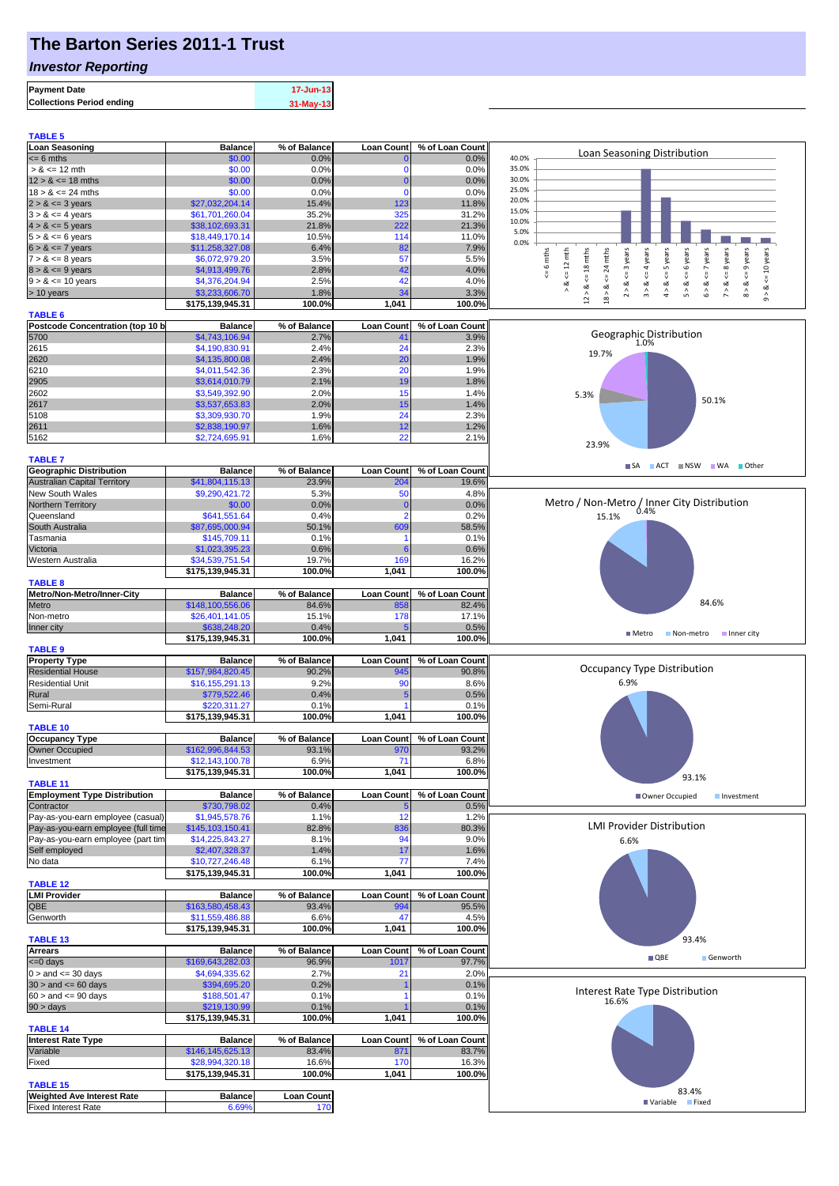# The Barton Series 2011-1 Trust

## *Investor Reporting*

| | |
|---|---|
| **Payment Date** | 17-Jun-13 |
| **Collections Period ending** | 31-May-13 |

**TABLE 5**

| Loan Seasoning | Balance | % of Balance | Loan Count | % of Loan Count |
|---|---|---|---|---|
| <= 6 mths | $0.00 | 0.0% | 0 | 0.0% |
| > & <= 12 mth | $0.00 | 0.0% | 0 | 0.0% |
| 12 > & <= 18 mths | $0.00 | 0.0% | 0 | 0.0% |
| 18 > & <= 24 mths | $0.00 | 0.0% | 0 | 0.0% |
| 2 > & <= 3 years | $27,032,204.14 | 15.4% | 123 | 11.8% |
| 3 > & <= 4 years | $61,701,260.04 | 35.2% | 325 | 31.2% |
| 4 > & <= 5 years | $38,102,693.31 | 21.8% | 222 | 21.3% |
| 5 > & <= 6 years | $18,449,170.14 | 10.5% | 114 | 11.0% |
| 6 > & <= 7 years | $11,258,327.08 | 6.4% | 82 | 7.9% |
| 7 > & <= 8 years | $6,072,979.20 | 3.5% | 57 | 5.5% |
| 8 > & <= 9 years | $4,913,499.76 | 2.8% | 42 | 4.0% |
| 9 > & <= 10 years | $4,376,204.94 | 2.5% | 42 | 4.0% |
| > 10 years | $3,233,606.70 | 1.8% | 34 | 3.3% |
| | **$175,139,945.31** | **100.0%** | **1,041** | **100.0%** |

Loan Seasoning Distribution

40.0%
35.0%
30.0%
25.0%
20.0%
15.0%
10.0%
5.0%
0.0%

<= 6 mths
> & <= 12 mth
12 > & <= 18 mths
18 > & <= 24 mths
2 > & <= 3 years
3 > & <= 4 years
4 > & <= 5 years
5 > & <= 6 years
6 > & <= 7 years
7 > & <= 8 years
8 > & <= 9 years
9 > & <= 10 years

**TABLE 6**

| Postcode Concentration (top 10 b | Balance | % of Balance | Loan Count | % of Loan Count |
|---|---|---|---|---|
| 5700 | $4,743,106.94 | 2.7% | 41 | 3.9% |
| 2615 | $4,190,830.91 | 2.4% | 24 | 2.3% |
| 2620 | $4,135,800.08 | 2.4% | 20 | 1.9% |
| 6210 | $4,011,542.36 | 2.3% | 20 | 1.9% |
| 2905 | $3,614,010.79 | 2.1% | 19 | 1.8% |
| 2602 | $3,549,392.90 | 2.0% | 15 | 1.4% |
| 2617 | $3,537,653.83 | 2.0% | 15 | 1.4% |
| 5108 | $3,309,930.70 | 1.9% | 24 | 2.3% |
| 2611 | $2,838,190.97 | 1.6% | 12 | 1.2% |
| 5162 | $2,724,695.91 | 1.6% | 22 | 2.1% |

Geographic Distribution

1.0%
19.7%
5.3%
50.1%
23.9%

SA ACT NSW WA Other

**TABLE 7**

| Geographic Distribution | Balance | % of Balance | Loan Count | % of Loan Count |
|---|---|---|---|---|
| Australian Capital Territory | $41,804,115.13 | 23.9% | 204 | 19.6% |
| New South Wales | $9,290,421.72 | 5.3% | 50 | 4.8% |
| Northern Territory | $0.00 | 0.0% | 0 | 0.0% |
| Queensland | $641,551.64 | 0.4% | 2 | 0.2% |
| South Australia | $87,695,000.94 | 50.1% | 609 | 58.5% |
| Tasmania | $145,709.11 | 0.1% | 1 | 0.1% |
| Victoria | $1,023,395.23 | 0.6% | 6 | 0.6% |
| Western Australia | $34,539,751.54 | 19.7% | 169 | 16.2% |
| | **$175,139,945.31** | **100.0%** | **1,041** | **100.0%** |

Metro / Non-Metro / Inner City Distribution

15.1%
0.4%
84.6%

Metro Non-metro Inner city

**TABLE 8**

| Metro/Non-Metro/Inner-City | Balance | % of Balance | Loan Count | % of Loan Count |
|---|---|---|---|---|
| Metro | $148,100,556.06 | 84.6% | 858 | 82.4% |
| Non-metro | $26,401,141.05 | 15.1% | 178 | 17.1% |
| Inner city | $638,248.20 | 0.4% | 5 | 0.5% |
| | **$175,139,945.31** | **100.0%** | **1,041** | **100.0%** |

**TABLE 9**

| Property Type | Balance | % of Balance | Loan Count | % of Loan Count |
|---|---|---|---|---|
| Residential House | $157,984,820.45 | 90.2% | 945 | 90.8% |
| Residential Unit | $16,155,291.13 | 9.2% | 90 | 8.6% |
| Rural | $779,522.46 | 0.4% | 5 | 0.5% |
| Semi-Rural | $220,311.27 | 0.1% | 1 | 0.1% |
| | **$175,139,945.31** | **100.0%** | **1,041** | **100.0%** |

Occupancy Type Distribution

6.9%
93.1%

Owner Occupied Investment

**TABLE 10**

| Occupancy Type | Balance | % of Balance | Loan Count | % of Loan Count |
|---|---|---|---|---|
| Owner Occupied | $162,996,844.53 | 93.1% | 970 | 93.2% |
| Investment | $12,143,100.78 | 6.9% | 71 | 6.8% |
| | **$175,139,945.31** | **100.0%** | **1,041** | **100.0%** |

**TABLE 11**

| Employment Type Distribution | Balance | % of Balance | Loan Count | % of Loan Count |
|---|---|---|---|---|
| Contractor | $730,798.02 | 0.4% | 5 | 0.5% |
| Pay-as-you-earn employee (casual) | $1,945,578.76 | 1.1% | 12 | 1.2% |
| Pay-as-you-earn employee (full time | $145,103,150.41 | 82.8% | 836 | 80.3% |
| Pay-as-you-earn employee (part tim | $14,225,843.27 | 8.1% | 94 | 9.0% |
| Self employed | $2,407,328.37 | 1.4% | 17 | 1.6% |
| No data | $10,727,246.48 | 6.1% | 77 | 7.4% |
| | **$175,139,945.31** | **100.0%** | **1,041** | **100.0%** |

LMI Provider Distribution

6.6%
93.4%

QBE Genworth

**TABLE 12**

| LMI Provider | Balance | % of Balance | Loan Count | % of Loan Count |
|---|---|---|---|---|
| QBE | $163,580,458.43 | 93.4% | 994 | 95.5% |
| Genworth | $11,559,486.88 | 6.6% | 47 | 4.5% |
| | **$175,139,945.31** | **100.0%** | **1,041** | **100.0%** |

**TABLE 13**

| Arrears | Balance | % of Balance | Loan Count | % of Loan Count |
|---|---|---|---|---|
| <=0 days | $169,643,282.03 | 96.9% | 1017 | 97.7% |
| 0 > and <= 30 days | $4,694,335.62 | 2.7% | 21 | 2.0% |
| 30 > and <= 60 days | $394,695.20 | 0.2% | 1 | 0.1% |
| 60 > and <= 90 days | $188,501.47 | 0.1% | 1 | 0.1% |
| 90 > days | $219,130.99 | 0.1% | 1 | 0.1% |
| | **$175,139,945.31** | **100.0%** | **1,041** | **100.0%** |

Interest Rate Type Distribution

16.6%
83.4%

Variable Fixed

**TABLE 14**

| Interest Rate Type | Balance | % of Balance | Loan Count | % of Loan Count |
|---|---|---|---|---|
| Variable | $146,145,625.13 | 83.4% | 871 | 83.7% |
| Fixed | $28,994,320.18 | 16.6% | 170 | 16.3% |
| | **$175,139,945.31** | **100.0%** | **1,041** | **100.0%** |

**TABLE 15**

| Weighted Ave Interest Rate | Balance | Loan Count |
|---|---|---|
| Fixed Interest Rate | 6.69% | 170 |